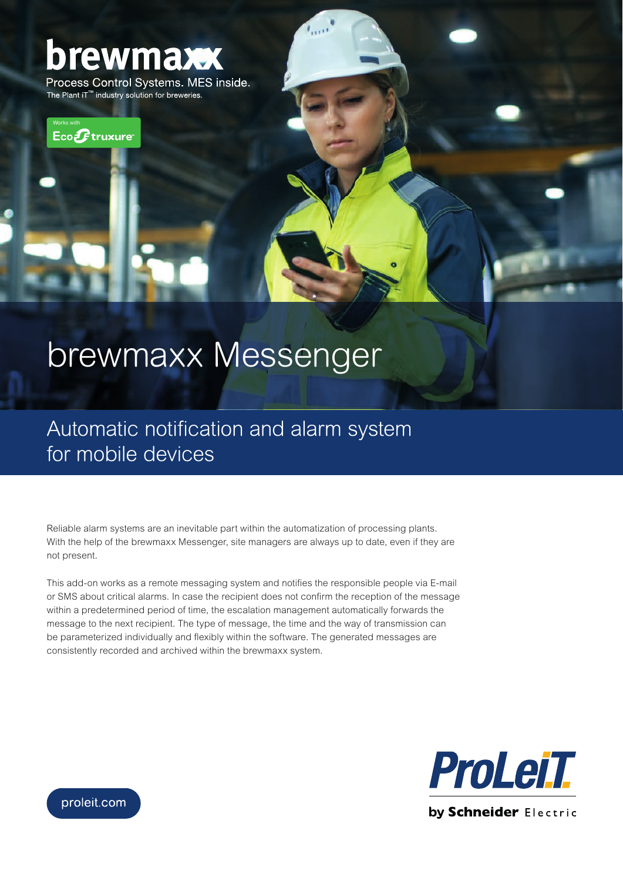brewmaxx

Process Control Systems. MES inside.
The Plant iT™ industry solution for breweries.

Works with EcoStruxure

# brewmaxx Messenger

## Automatic notification and alarm system for mobile devices

Reliable alarm systems are an inevitable part within the automatization of processing plants. With the help of the brewmaxx Messenger, site managers are always up to date, even if they are not present.

This add-on works as a remote messaging system and notifies the responsible people via E-mail or SMS about critical alarms. In case the recipient does not confirm the reception of the message within a predetermined period of time, the escalation management automatically forwards the message to the next recipient. The type of message, the time and the way of transmission can be parameterized individually and flexibly within the software. The generated messages are consistently recorded and archived within the brewmaxx system.

proleit.com

ProLeiT
by Schneider Electric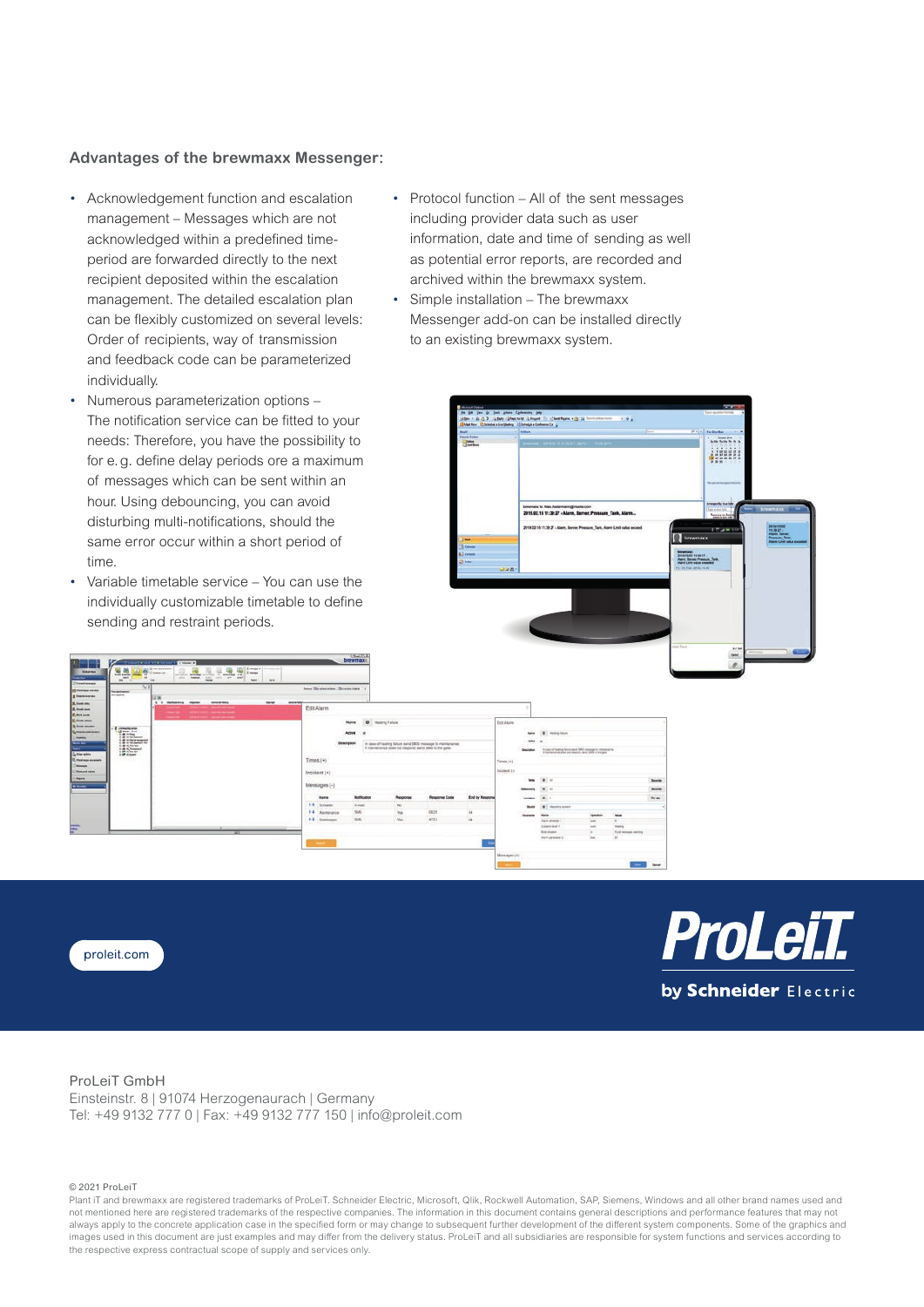## Advantages of the brewmaxx Messenger:

- Acknowledgement function and escalation management – Messages which are not acknowledged within a predefined time-period are forwarded directly to the next recipient deposited within the escalation management. The detailed escalation plan can be flexibly customized on several levels: Order of recipients, way of transmission and feedback code can be parameterized individually.
- Numerous parameterization options – The notification service can be fitted to your needs: Therefore, you have the possibility to for e. g. define delay periods ore a maximum of messages which can be sent within an hour. Using debouncing, you can avoid disturbing multi-notifications, should the same error occur within a short period of time.
- Variable timetable service – You can use the individually customizable timetable to define sending and restraint periods.
- Protocol function – All of the sent messages including provider data such as user information, date and time of sending as well as potential error reports, are recorded and archived within the brewmaxx system.
- Simple installation – The brewmaxx Messenger add-on can be installed directly to an existing brewmaxx system.

proleit.com

ProLeiT by Schneider Electric

ProLeiT GmbH
Einsteinstr. 8 | 91074 Herzogenaurach | Germany
Tel: +49 9132 777 0 | Fax: +49 9132 777 150 | info@proleit.com

© 2021 ProLeiT
Plant iT and brewmaxx are registered trademarks of ProLeiT. Schneider Electric, Microsoft, Qlik, Rockwell Automation, SAP, Siemens, Windows and all other brand names used and not mentioned here are registered trademarks of the respective companies. The information in this document contains general descriptions and performance features that may not always apply to the concrete application case in the specified form or may change to subsequent further development of the different system components. Some of the graphics and images used in this document are just examples and may differ from the delivery status. ProLeiT and all subsidiaries are responsible for system functions and services according to the respective express contractual scope of supply and services only.